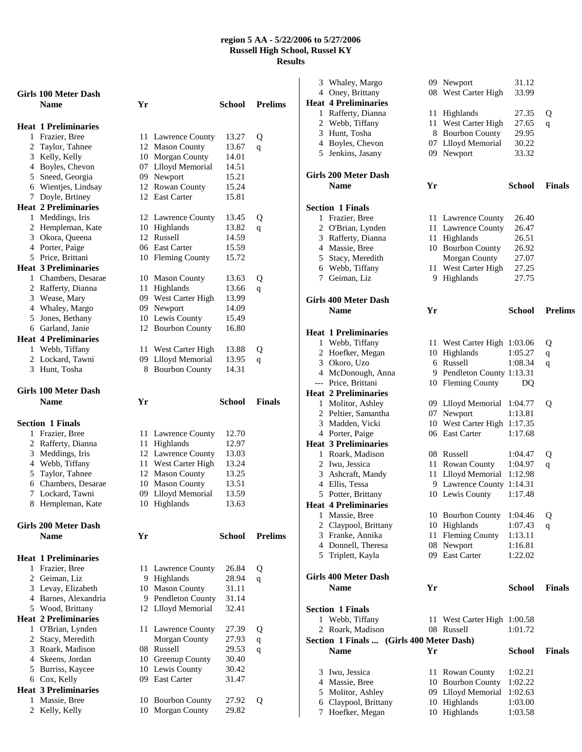**region 5 AA - 5/22/2006 to 5/27/2006**
**Russell High School, Russel KY**
**Results**

### Girls 100 Meter Dash

| | Name | Yr | School | Prelims | |
|---|---|---|---|---|---|
| **Heat 1 Preliminaries** | | | | | |
| 1 | Frazier, Bree | 11 | Lawrence County | 13.27 | Q |
| 2 | Taylor, Tahnee | 12 | Mason County | 13.67 | q |
| 3 | Kelly, Kelly | 10 | Morgan County | 14.01 | |
| 4 | Boyles, Chevon | 07 | Llloyd Memorial | 14.51 | |
| 5 | Sneed, Georgia | 09 | Newport | 15.21 | |
| 6 | Wientjes, Lindsay | 12 | Rowan County | 15.24 | |
| 7 | Doyle, Brtiney | 12 | East Carter | 15.81 | |
| **Heat 2 Preliminaries** | | | | | |
| 1 | Meddings, Iris | 12 | Lawrence County | 13.45 | Q |
| 2 | Hempleman, Kate | 10 | Highlands | 13.82 | q |
| 3 | Okora, Queena | 12 | Russell | 14.59 | |
| 4 | Porter, Paige | 06 | East Carter | 15.59 | |
| 5 | Price, Brittani | 10 | Fleming County | 15.72 | |
| **Heat 3 Preliminaries** | | | | | |
| 1 | Chambers, Desarae | 10 | Mason County | 13.63 | Q |
| 2 | Rafferty, Dianna | 11 | Highlands | 13.66 | q |
| 3 | Wease, Mary | 09 | West Carter High | 13.99 | |
| 4 | Whaley, Margo | 09 | Newport | 14.09 | |
| 5 | Jones, Bethany | 10 | Lewis County | 15.49 | |
| 6 | Garland, Janie | 12 | Bourbon County | 16.80 | |
| **Heat 4 Preliminaries** | | | | | |
| 1 | Webb, Tiffany | 11 | West Carter High | 13.88 | Q |
| 2 | Lockard, Tawni | 09 | Llloyd Memorial | 13.95 | q |
| 3 | Hunt, Tosha | 8 | Bourbon County | 14.31 | |

### Girls 100 Meter Dash

| | Name | Yr | School | Finals |
|---|---|---|---|---|
| **Section 1 Finals** | | | | |
| 1 | Frazier, Bree | 11 | Lawrence County | 12.70 |
| 2 | Rafferty, Dianna | 11 | Highlands | 12.97 |
| 3 | Meddings, Iris | 12 | Lawrence County | 13.03 |
| 4 | Webb, Tiffany | 11 | West Carter High | 13.24 |
| 5 | Taylor, Tahnee | 12 | Mason County | 13.25 |
| 6 | Chambers, Desarae | 10 | Mason County | 13.51 |
| 7 | Lockard, Tawni | 09 | Llloyd Memorial | 13.59 |
| 8 | Hempleman, Kate | 10 | Highlands | 13.63 |

### Girls 200 Meter Dash

| | Name | Yr | School | Prelims | |
|---|---|---|---|---|---|
| **Heat 1 Preliminaries** | | | | | |
| 1 | Frazier, Bree | 11 | Lawrence County | 26.84 | Q |
| 2 | Geiman, Liz | 9 | Highlands | 28.94 | q |
| 3 | Levay, Elizabeth | 10 | Mason County | 31.11 | |
| 4 | Barnes, Alexandria | 9 | Pendleton County | 31.14 | |
| 5 | Wood, Brittany | 12 | Llloyd Memorial | 32.41 | |
| **Heat 2 Preliminaries** | | | | | |
| 1 | O'Brian, Lynden | 11 | Lawrence County | 27.39 | Q |
| 2 | Stacy, Meredith | | Morgan County | 27.93 | q |
| 3 | Roark, Madison | 08 | Russell | 29.53 | q |
| 4 | Skeens, Jordan | 10 | Greenup County | 30.40 | |
| 5 | Burriss, Kaycee | 10 | Lewis County | 30.42 | |
| 6 | Cox, Kelly | 09 | East Carter | 31.47 | |
| **Heat 3 Preliminaries** | | | | | |
| 1 | Massie, Bree | 10 | Bourbon County | 27.92 | Q |
| 2 | Kelly, Kelly | 10 | Morgan County | 29.82 | |
| 3 | Whaley, Margo | 09 | Newport | 31.12 | |
| 4 | Oney, Brittany | 08 | West Carter High | 33.99 | |
| **Heat 4 Preliminaries** | | | | | |
| 1 | Rafferty, Dianna | 11 | Highlands | 27.35 | Q |
| 2 | Webb, Tiffany | 11 | West Carter High | 27.65 | q |
| 3 | Hunt, Tosha | 8 | Bourbon County | 29.95 | |
| 4 | Boyles, Chevon | 07 | Llloyd Memorial | 30.22 | |
| 5 | Jenkins, Jasany | 09 | Newport | 33.32 | |

### Girls 200 Meter Dash

| | Name | Yr | School | Finals |
|---|---|---|---|---|
| **Section 1 Finals** | | | | |
| 1 | Frazier, Bree | 11 | Lawrence County | 26.40 |
| 2 | O'Brian, Lynden | 11 | Lawrence County | 26.47 |
| 3 | Rafferty, Dianna | 11 | Highlands | 26.51 |
| 4 | Massie, Bree | 10 | Bourbon County | 26.92 |
| 5 | Stacy, Meredith | | Morgan County | 27.07 |
| 6 | Webb, Tiffany | 11 | West Carter High | 27.25 |
| 7 | Geiman, Liz | 9 | Highlands | 27.75 |

### Girls 400 Meter Dash

| | Name | Yr | School | Prelims | |
|---|---|---|---|---|---|
| **Heat 1 Preliminaries** | | | | | |
| 1 | Webb, Tiffany | 11 | West Carter High | 1:03.06 | Q |
| 2 | Hoefker, Megan | 10 | Highlands | 1:05.27 | q |
| 3 | Okoro, Uzo | 6 | Russell | 1:08.34 | q |
| 4 | McDonough, Anna | 9 | Pendleton County | 1:13.31 | |
| --- | Price, Brittani | 10 | Fleming County | DQ | |
| **Heat 2 Preliminaries** | | | | | |
| 1 | Molitor, Ashley | 09 | Llloyd Memorial | 1:04.77 | Q |
| 2 | Peltier, Samantha | 07 | Newport | 1:13.81 | |
| 3 | Madden, Vicki | 10 | West Carter High | 1:17.35 | |
| 4 | Porter, Paige | 06 | East Carter | 1:17.68 | |
| **Heat 3 Preliminaries** | | | | | |
| 1 | Roark, Madison | 08 | Russell | 1:04.47 | Q |
| 2 | Iwu, Jessica | 11 | Rowan County | 1:04.97 | q |
| 3 | Ashcraft, Mandy | 11 | Llloyd Memorial | 1:12.98 | |
| 4 | Ellis, Tessa | 9 | Lawrence County | 1:14.31 | |
| 5 | Potter, Brittany | 10 | Lewis County | 1:17.48 | |
| **Heat 4 Preliminaries** | | | | | |
| 1 | Massie, Bree | 10 | Bourbon County | 1:04.46 | Q |
| 2 | Claypool, Brittany | 10 | Highlands | 1:07.43 | q |
| 3 | Franke, Annika | 11 | Fleming County | 1:13.11 | |
| 4 | Donnell, Theresa | 08 | Newport | 1:16.81 | |
| 5 | Triplett, Kayla | 09 | East Carter | 1:22.02 | |

### Girls 400 Meter Dash

| | Name | Yr | School | Finals |
|---|---|---|---|---|
| **Section 1 Finals** | | | | |
| 1 | Webb, Tiffany | 11 | West Carter High | 1:00.58 |
| 2 | Roark, Madison | 08 | Russell | 1:01.72 |
| 3 | Iwu, Jessica | 11 | Rowan County | 1:02.21 |
| 4 | Massie, Bree | 10 | Bourbon County | 1:02.22 |
| 5 | Molitor, Ashley | 09 | Llloyd Memorial | 1:02.63 |
| 6 | Claypool, Brittany | 10 | Highlands | 1:03.00 |
| 7 | Hoefker, Megan | 10 | Highlands | 1:03.58 |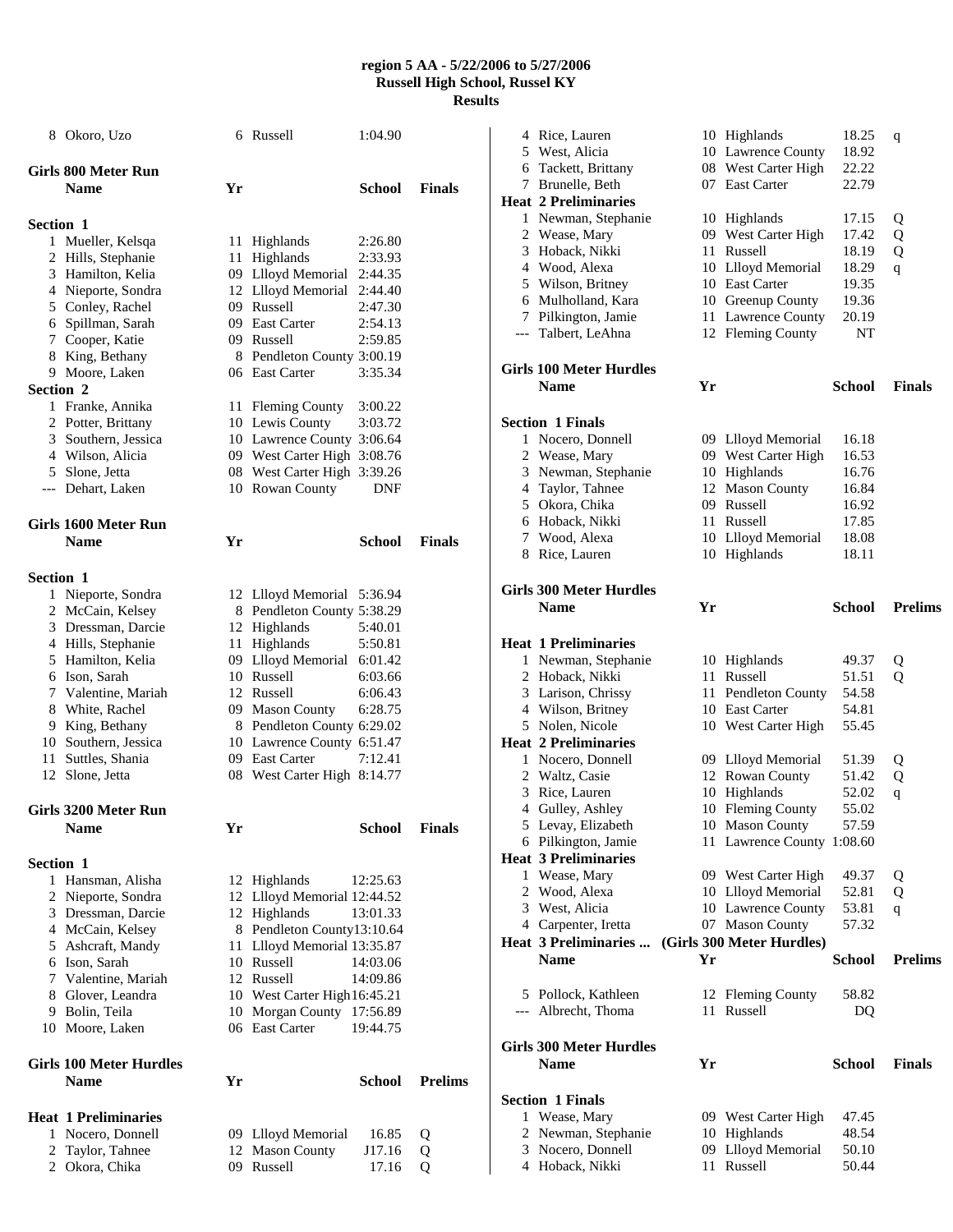# region 5 AA - 5/22/2006 to 5/27/2006
## Russell High School, Russel KY
## Results

| | Name | Yr | School | Finals |
|---|---|---|---|---|
| 8 | Okoro, Uzo | 6 | Russell | 1:04.90 |

### Girls 800 Meter Run

| | Name | Yr | School | Finals |
|---|---|---|---|---|
| **Section 1** | | | | |
| 1 | Mueller, Kelsqa | 11 | Highlands | 2:26.80 |
| 2 | Hills, Stephanie | 11 | Highlands | 2:33.93 |
| 3 | Hamilton, Kelia | 09 | Llloyd Memorial | 2:44.35 |
| 4 | Nieporte, Sondra | 12 | Llloyd Memorial | 2:44.40 |
| 5 | Conley, Rachel | 09 | Russell | 2:47.30 |
| 6 | Spillman, Sarah | 09 | East Carter | 2:54.13 |
| 7 | Cooper, Katie | 09 | Russell | 2:59.85 |
| 8 | King, Bethany | 8 | Pendleton County | 3:00.19 |
| 9 | Moore, Laken | 06 | East Carter | 3:35.34 |
| **Section 2** | | | | |
| 1 | Franke, Annika | 11 | Fleming County | 3:00.22 |
| 2 | Potter, Brittany | 10 | Lewis County | 3:03.72 |
| 3 | Southern, Jessica | 10 | Lawrence County | 3:06.64 |
| 4 | Wilson, Alicia | 09 | West Carter High | 3:08.76 |
| 5 | Slone, Jetta | 08 | West Carter High | 3:39.26 |
| --- | Dehart, Laken | 10 | Rowan County | DNF |

### Girls 1600 Meter Run

| | Name | Yr | School | Finals |
|---|---|---|---|---|
| **Section 1** | | | | |
| 1 | Nieporte, Sondra | 12 | Llloyd Memorial | 5:36.94 |
| 2 | McCain, Kelsey | 8 | Pendleton County | 5:38.29 |
| 3 | Dressman, Darcie | 12 | Highlands | 5:40.01 |
| 4 | Hills, Stephanie | 11 | Highlands | 5:50.81 |
| 5 | Hamilton, Kelia | 09 | Llloyd Memorial | 6:01.42 |
| 6 | Ison, Sarah | 10 | Russell | 6:03.66 |
| 7 | Valentine, Mariah | 12 | Russell | 6:06.43 |
| 8 | White, Rachel | 09 | Mason County | 6:28.75 |
| 9 | King, Bethany | 8 | Pendleton County | 6:29.02 |
| 10 | Southern, Jessica | 10 | Lawrence County | 6:51.47 |
| 11 | Suttles, Shania | 09 | East Carter | 7:12.41 |
| 12 | Slone, Jetta | 08 | West Carter High | 8:14.77 |

### Girls 3200 Meter Run

| | Name | Yr | School | Finals |
|---|---|---|---|---|
| **Section 1** | | | | |
| 1 | Hansman, Alisha | 12 | Highlands | 12:25.63 |
| 2 | Nieporte, Sondra | 12 | Llloyd Memorial | 12:44.52 |
| 3 | Dressman, Darcie | 12 | Highlands | 13:01.33 |
| 4 | McCain, Kelsey | 8 | Pendleton County | 13:10.64 |
| 5 | Ashcraft, Mandy | 11 | Llloyd Memorial | 13:35.87 |
| 6 | Ison, Sarah | 10 | Russell | 14:03.06 |
| 7 | Valentine, Mariah | 12 | Russell | 14:09.86 |
| 8 | Glover, Leandra | 10 | West Carter High | 16:45.21 |
| 9 | Bolin, Teila | 10 | Morgan County | 17:56.89 |
| 10 | Moore, Laken | 06 | East Carter | 19:44.75 |

### Girls 100 Meter Hurdles

| | Name | Yr | School | Prelims | |
|---|---|---|---|---|---|
| **Heat 1 Preliminaries** | | | | | |
| 1 | Nocero, Donnell | 09 | Llloyd Memorial | 16.85 | Q |
| 2 | Taylor, Tahnee | 12 | Mason County | J17.16 | Q |
| 2 | Okora, Chika | 09 | Russell | 17.16 | Q |
| 4 | Rice, Lauren | 10 | Highlands | 18.25 | q |
| 5 | West, Alicia | 10 | Lawrence County | 18.92 | |
| 6 | Tackett, Brittany | 08 | West Carter High | 22.22 | |
| 7 | Brunelle, Beth | 07 | East Carter | 22.79 | |
| **Heat 2 Preliminaries** | | | | | |
| 1 | Newman, Stephanie | 10 | Highlands | 17.15 | Q |
| 2 | Wease, Mary | 09 | West Carter High | 17.42 | Q |
| 3 | Hoback, Nikki | 11 | Russell | 18.19 | Q |
| 4 | Wood, Alexa | 10 | Llloyd Memorial | 18.29 | q |
| 5 | Wilson, Britney | 10 | East Carter | 19.35 | |
| 6 | Mulholland, Kara | 10 | Greenup County | 19.36 | |
| 7 | Pilkington, Jamie | 11 | Lawrence County | 20.19 | |
| --- | Talbert, LeAhna | 12 | Fleming County | NT | |

### Girls 100 Meter Hurdles

| | Name | Yr | School | Finals |
|---|---|---|---|---|
| **Section 1 Finals** | | | | |
| 1 | Nocero, Donnell | 09 | Llloyd Memorial | 16.18 |
| 2 | Wease, Mary | 09 | West Carter High | 16.53 |
| 3 | Newman, Stephanie | 10 | Highlands | 16.76 |
| 4 | Taylor, Tahnee | 12 | Mason County | 16.84 |
| 5 | Okora, Chika | 09 | Russell | 16.92 |
| 6 | Hoback, Nikki | 11 | Russell | 17.85 |
| 7 | Wood, Alexa | 10 | Llloyd Memorial | 18.08 |
| 8 | Rice, Lauren | 10 | Highlands | 18.11 |

### Girls 300 Meter Hurdles

| | Name | Yr | School | Prelims | |
|---|---|---|---|---|---|
| **Heat 1 Preliminaries** | | | | | |
| 1 | Newman, Stephanie | 10 | Highlands | 49.37 | Q |
| 2 | Hoback, Nikki | 11 | Russell | 51.51 | Q |
| 3 | Larison, Chrissy | 11 | Pendleton County | 54.58 | |
| 4 | Wilson, Britney | 10 | East Carter | 54.81 | |
| 5 | Nolen, Nicole | 10 | West Carter High | 55.45 | |
| **Heat 2 Preliminaries** | | | | | |
| 1 | Nocero, Donnell | 09 | Llloyd Memorial | 51.39 | Q |
| 2 | Waltz, Casie | 12 | Rowan County | 51.42 | Q |
| 3 | Rice, Lauren | 10 | Highlands | 52.02 | q |
| 4 | Gulley, Ashley | 10 | Fleming County | 55.02 | |
| 5 | Levay, Elizabeth | 10 | Mason County | 57.59 | |
| 6 | Pilkington, Jamie | 11 | Lawrence County | 1:08.60 | |
| **Heat 3 Preliminaries** | | | | | |
| 1 | Wease, Mary | 09 | West Carter High | 49.37 | Q |
| 2 | Wood, Alexa | 10 | Llloyd Memorial | 52.81 | Q |
| 3 | West, Alicia | 10 | Lawrence County | 53.81 | q |
| 4 | Carpenter, Iretta | 07 | Mason County | 57.32 | |
| 5 | Pollock, Kathleen | 12 | Fleming County | 58.82 | |
| --- | Albrecht, Thoma | 11 | Russell | DQ | |

### Girls 300 Meter Hurdles

| | Name | Yr | School | Finals |
|---|---|---|---|---|
| **Section 1 Finals** | | | | |
| 1 | Wease, Mary | 09 | West Carter High | 47.45 |
| 2 | Newman, Stephanie | 10 | Highlands | 48.54 |
| 3 | Nocero, Donnell | 09 | Llloyd Memorial | 50.10 |
| 4 | Hoback, Nikki | 11 | Russell | 50.44 |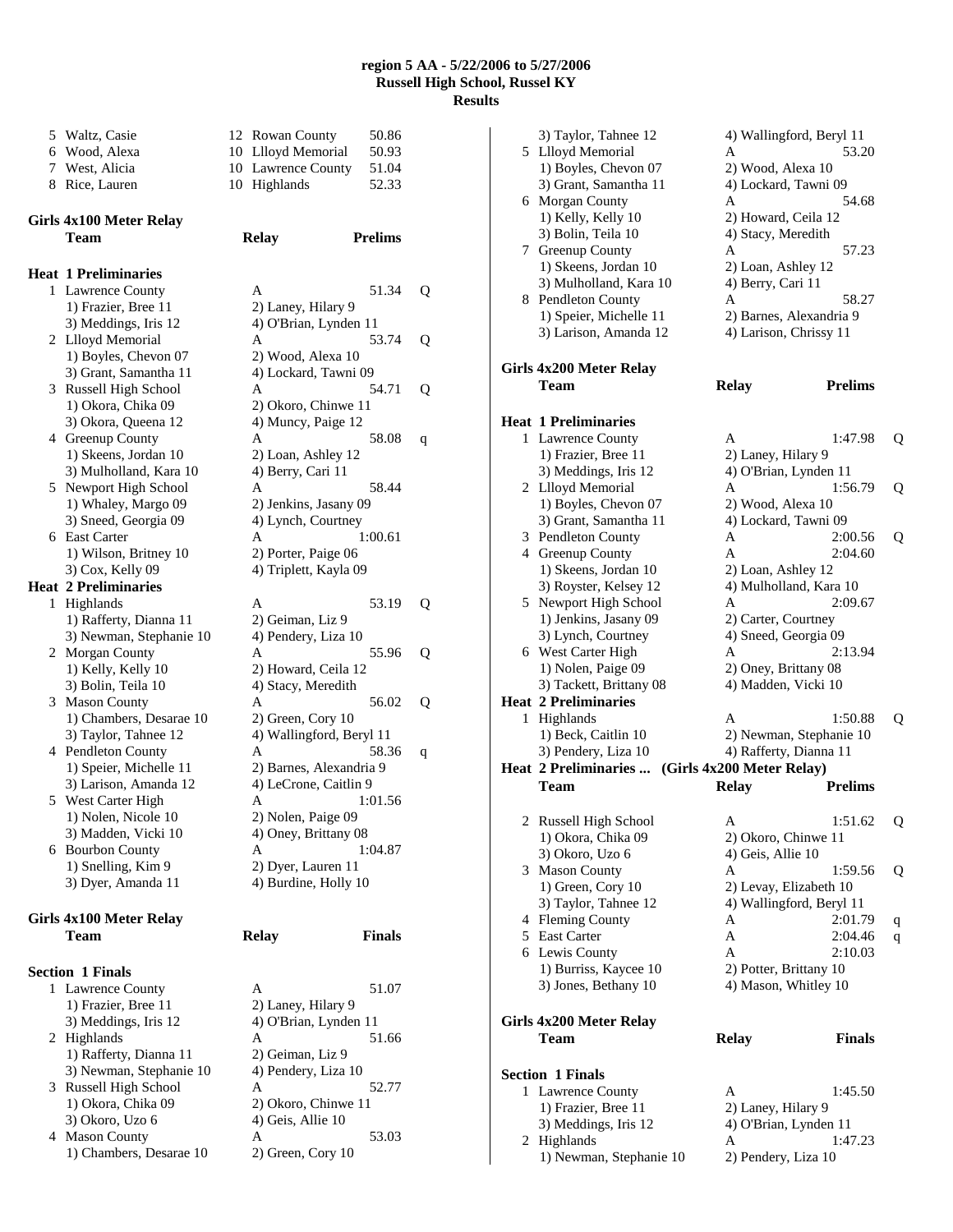**region 5 AA - 5/22/2006 to 5/27/2006**
**Russell High School, Russel KY**
**Results**

| | Name | Yr | School | Time |
|---|---|---|---|---|
| 5 | Waltz, Casie | 12 | Rowan County | 50.86 |
| 6 | Wood, Alexa | 10 | Llloyd Memorial | 50.93 |
| 7 | West, Alicia | 10 | Lawrence County | 51.04 |
| 8 | Rice, Lauren | 10 | Highlands | 52.33 |

## Girls 4x100 Meter Relay

| | Team | Relay | Prelims | |
|---|---|---|---|---|
| **Heat 1 Preliminaries** | | | | |
| 1 | Lawrence County | A | 51.34 | Q |
| | 1) Frazier, Bree 11 | 2) Laney, Hilary 9 | | |
| | 3) Meddings, Iris 12 | 4) O'Brian, Lynden 11 | | |
| 2 | Llloyd Memorial | A | 53.74 | Q |
| | 1) Boyles, Chevon 07 | 2) Wood, Alexa 10 | | |
| | 3) Grant, Samantha 11 | 4) Lockard, Tawni 09 | | |
| 3 | Russell High School | A | 54.71 | Q |
| | 1) Okora, Chika 09 | 2) Okoro, Chinwe 11 | | |
| | 3) Okora, Queena 12 | 4) Muncy, Paige 12 | | |
| 4 | Greenup County | A | 58.08 | q |
| | 1) Skeens, Jordan 10 | 2) Loan, Ashley 12 | | |
| | 3) Mulholland, Kara 10 | 4) Berry, Cari 11 | | |
| 5 | Newport High School | A | 58.44 | |
| | 1) Whaley, Margo 09 | 2) Jenkins, Jasany 09 | | |
| | 3) Sneed, Georgia 09 | 4) Lynch, Courtney | | |
| 6 | East Carter | A | 1:00.61 | |
| | 1) Wilson, Britney 10 | 2) Porter, Paige 06 | | |
| | 3) Cox, Kelly 09 | 4) Triplett, Kayla 09 | | |
| **Heat 2 Preliminaries** | | | | |
| 1 | Highlands | A | 53.19 | Q |
| | 1) Rafferty, Dianna 11 | 2) Geiman, Liz 9 | | |
| | 3) Newman, Stephanie 10 | 4) Pendery, Liza 10 | | |
| 2 | Morgan County | A | 55.96 | Q |
| | 1) Kelly, Kelly 10 | 2) Howard, Ceila 12 | | |
| | 3) Bolin, Teila 10 | 4) Stacy, Meredith | | |
| 3 | Mason County | A | 56.02 | Q |
| | 1) Chambers, Desarae 10 | 2) Green, Cory 10 | | |
| | 3) Taylor, Tahnee 12 | 4) Wallingford, Beryl 11 | | |
| 4 | Pendleton County | A | 58.36 | q |
| | 1) Speier, Michelle 11 | 2) Barnes, Alexandria 9 | | |
| | 3) Larison, Amanda 12 | 4) LeCrone, Caitlin 9 | | |
| 5 | West Carter High | A | 1:01.56 | |
| | 1) Nolen, Nicole 10 | 2) Nolen, Paige 09 | | |
| | 3) Madden, Vicki 10 | 4) Oney, Brittany 08 | | |
| 6 | Bourbon County | A | 1:04.87 | |
| | 1) Snelling, Kim 9 | 2) Dyer, Lauren 11 | | |
| | 3) Dyer, Amanda 11 | 4) Burdine, Holly 10 | | |

## Girls 4x100 Meter Relay

| | Team | Relay | Finals |
|---|---|---|---|
| **Section 1 Finals** | | | |
| 1 | Lawrence County | A | 51.07 |
| | 1) Frazier, Bree 11 | 2) Laney, Hilary 9 | |
| | 3) Meddings, Iris 12 | 4) O'Brian, Lynden 11 | |
| 2 | Highlands | A | 51.66 |
| | 1) Rafferty, Dianna 11 | 2) Geiman, Liz 9 | |
| | 3) Newman, Stephanie 10 | 4) Pendery, Liza 10 | |
| 3 | Russell High School | A | 52.77 |
| | 1) Okora, Chika 09 | 2) Okoro, Chinwe 11 | |
| | 3) Okoro, Uzo 6 | 4) Geis, Allie 10 | |
| 4 | Mason County | A | 53.03 |
| | 1) Chambers, Desarae 10 | 2) Green, Cory 10 | |
| | 3) Taylor, Tahnee 12 | 4) Wallingford, Beryl 11 | |
| 5 | Llloyd Memorial | A | 53.20 |
| | 1) Boyles, Chevon 07 | 2) Wood, Alexa 10 | |
| | 3) Grant, Samantha 11 | 4) Lockard, Tawni 09 | |
| 6 | Morgan County | A | 54.68 |
| | 1) Kelly, Kelly 10 | 2) Howard, Ceila 12 | |
| | 3) Bolin, Teila 10 | 4) Stacy, Meredith | |
| 7 | Greenup County | A | 57.23 |
| | 1) Skeens, Jordan 10 | 2) Loan, Ashley 12 | |
| | 3) Mulholland, Kara 10 | 4) Berry, Cari 11 | |
| 8 | Pendleton County | A | 58.27 |
| | 1) Speier, Michelle 11 | 2) Barnes, Alexandria 9 | |
| | 3) Larison, Amanda 12 | 4) Larison, Chrissy 11 | |

## Girls 4x200 Meter Relay

| | Team | Relay | Prelims | |
|---|---|---|---|---|
| **Heat 1 Preliminaries** | | | | |
| 1 | Lawrence County | A | 1:47.98 | Q |
| | 1) Frazier, Bree 11 | 2) Laney, Hilary 9 | | |
| | 3) Meddings, Iris 12 | 4) O'Brian, Lynden 11 | | |
| 2 | Llloyd Memorial | A | 1:56.79 | Q |
| | 1) Boyles, Chevon 07 | 2) Wood, Alexa 10 | | |
| | 3) Grant, Samantha 11 | 4) Lockard, Tawni 09 | | |
| 3 | Pendleton County | A | 2:00.56 | Q |
| 4 | Greenup County | A | 2:04.60 | |
| | 1) Skeens, Jordan 10 | 2) Loan, Ashley 12 | | |
| | 3) Royster, Kelsey 12 | 4) Mulholland, Kara 10 | | |
| 5 | Newport High School | A | 2:09.67 | |
| | 1) Jenkins, Jasany 09 | 2) Carter, Courtney | | |
| | 3) Lynch, Courtney | 4) Sneed, Georgia 09 | | |
| 6 | West Carter High | A | 2:13.94 | |
| | 1) Nolen, Paige 09 | 2) Oney, Brittany 08 | | |
| | 3) Tackett, Brittany 08 | 4) Madden, Vicki 10 | | |
| **Heat 2 Preliminaries** | | | | |
| 1 | Highlands | A | 1:50.88 | Q |
| | 1) Beck, Caitlin 10 | 2) Newman, Stephanie 10 | | |
| | 3) Pendery, Liza 10 | 4) Rafferty, Dianna 11 | | |
| 2 | Russell High School | A | 1:51.62 | Q |
| | 1) Okora, Chika 09 | 2) Okoro, Chinwe 11 | | |
| | 3) Okoro, Uzo 6 | 4) Geis, Allie 10 | | |
| 3 | Mason County | A | 1:59.56 | Q |
| | 1) Green, Cory 10 | 2) Levay, Elizabeth 10 | | |
| | 3) Taylor, Tahnee 12 | 4) Wallingford, Beryl 11 | | |
| 4 | Fleming County | A | 2:01.79 | q |
| 5 | East Carter | A | 2:04.46 | q |
| 6 | Lewis County | A | 2:10.03 | |
| | 1) Burriss, Kaycee 10 | 2) Potter, Brittany 10 | | |
| | 3) Jones, Bethany 10 | 4) Mason, Whitley 10 | | |

## Girls 4x200 Meter Relay

| | Team | Relay | Finals |
|---|---|---|---|
| **Section 1 Finals** | | | |
| 1 | Lawrence County | A | 1:45.50 |
| | 1) Frazier, Bree 11 | 2) Laney, Hilary 9 | |
| | 3) Meddings, Iris 12 | 4) O'Brian, Lynden 11 | |
| 2 | Highlands | A | 1:47.23 |
| | 1) Newman, Stephanie 10 | 2) Pendery, Liza 10 | |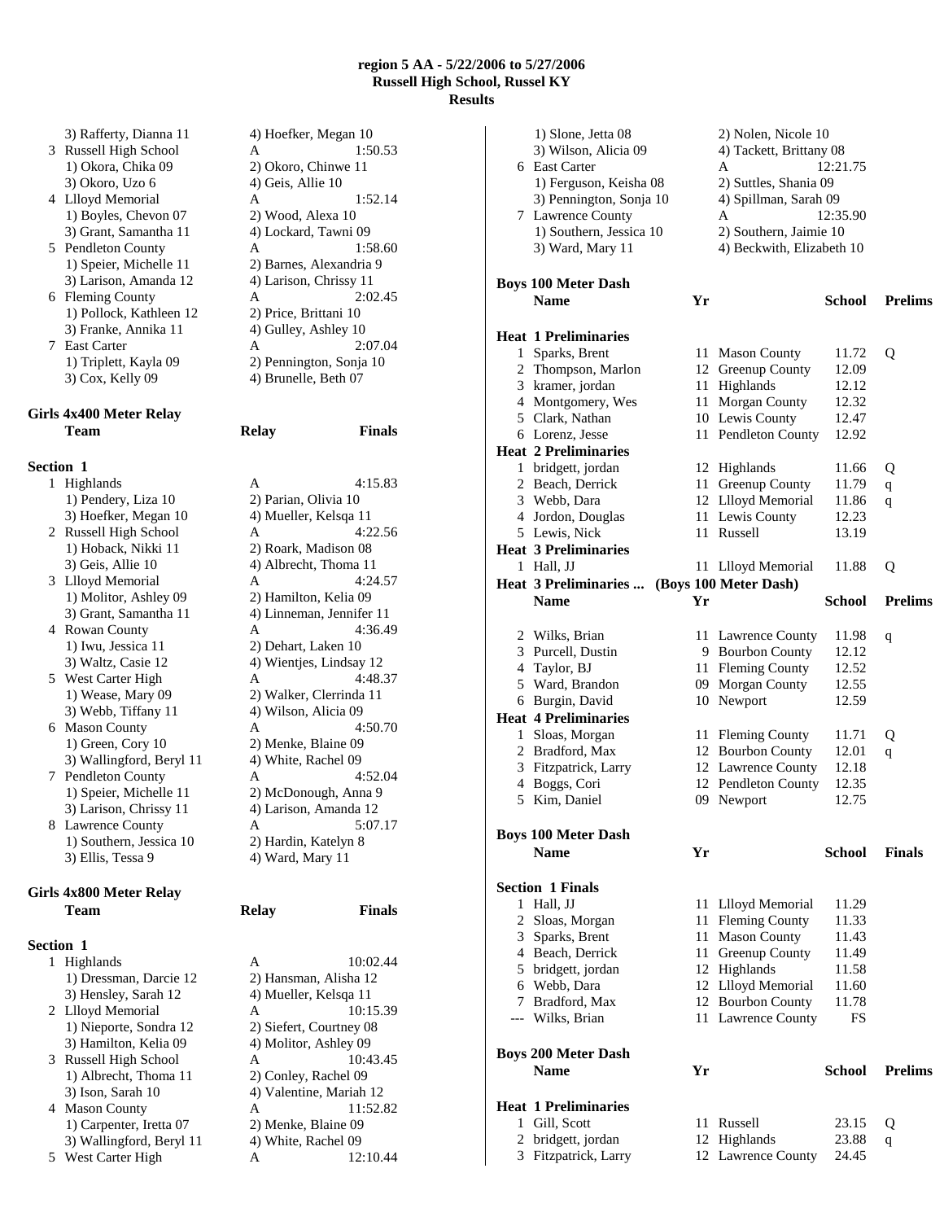**region 5 AA - 5/22/2006 to 5/27/2006**
**Russell High School, Russel KY**
**Results**

| | Team | Relay | Finals |
|---|---|---|---|
| | 3) Rafferty, Dianna 11 | 4) Hoefker, Megan 10 | |
| 3 | Russell High School | A | 1:50.53 |
| | 1) Okora, Chika 09 | 2) Okoro, Chinwe 11 | |
| | 3) Okoro, Uzo 6 | 4) Geis, Allie 10 | |
| 4 | Llloyd Memorial | A | 1:52.14 |
| | 1) Boyles, Chevon 07 | 2) Wood, Alexa 10 | |
| | 3) Grant, Samantha 11 | 4) Lockard, Tawni 09 | |
| 5 | Pendleton County | A | 1:58.60 |
| | 1) Speier, Michelle 11 | 2) Barnes, Alexandria 9 | |
| | 3) Larison, Amanda 12 | 4) Larison, Chrissy 11 | |
| 6 | Fleming County | A | 2:02.45 |
| | 1) Pollock, Kathleen 12 | 2) Price, Brittani 10 | |
| | 3) Franke, Annika 11 | 4) Gulley, Ashley 10 | |
| 7 | East Carter | A | 2:07.04 |
| | 1) Triplett, Kayla 09 | 2) Pennington, Sonja 10 | |
| | 3) Cox, Kelly 09 | 4) Brunelle, Beth 07 | |

**Girls 4x400 Meter Relay**

**Section 1**

| | Team | Relay | Finals |
|---|---|---|---|
| 1 | Highlands | A | 4:15.83 |
| | 1) Pendery, Liza 10 | 2) Parian, Olivia 10 | |
| | 3) Hoefker, Megan 10 | 4) Mueller, Kelsqa 11 | |
| 2 | Russell High School | A | 4:22.56 |
| | 1) Hoback, Nikki 11 | 2) Roark, Madison 08 | |
| | 3) Geis, Allie 10 | 4) Albrecht, Thoma 11 | |
| 3 | Llloyd Memorial | A | 4:24.57 |
| | 1) Molitor, Ashley 09 | 2) Hamilton, Kelia 09 | |
| | 3) Grant, Samantha 11 | 4) Linneman, Jennifer 11 | |
| 4 | Rowan County | A | 4:36.49 |
| | 1) Iwu, Jessica 11 | 2) Dehart, Laken 10 | |
| | 3) Waltz, Casie 12 | 4) Wientjes, Lindsay 12 | |
| 5 | West Carter High | A | 4:48.37 |
| | 1) Wease, Mary 09 | 2) Walker, Clerrinda 11 | |
| | 3) Webb, Tiffany 11 | 4) Wilson, Alicia 09 | |
| 6 | Mason County | A | 4:50.70 |
| | 1) Green, Cory 10 | 2) Menke, Blaine 09 | |
| | 3) Wallingford, Beryl 11 | 4) White, Rachel 09 | |
| 7 | Pendleton County | A | 4:52.04 |
| | 1) Speier, Michelle 11 | 2) McDonough, Anna 9 | |
| | 3) Larison, Chrissy 11 | 4) Larison, Amanda 12 | |
| 8 | Lawrence County | A | 5:07.17 |
| | 1) Southern, Jessica 10 | 2) Hardin, Katelyn 8 | |
| | 3) Ellis, Tessa 9 | 4) Ward, Mary 11 | |

**Girls 4x800 Meter Relay**

**Section 1**

| | Team | Relay | Finals |
|---|---|---|---|
| 1 | Highlands | A | 10:02.44 |
| | 1) Dressman, Darcie 12 | 2) Hansman, Alisha 12 | |
| | 3) Hensley, Sarah 12 | 4) Mueller, Kelsqa 11 | |
| 2 | Llloyd Memorial | A | 10:15.39 |
| | 1) Nieporte, Sondra 12 | 2) Siefert, Courtney 08 | |
| | 3) Hamilton, Kelia 09 | 4) Molitor, Ashley 09 | |
| 3 | Russell High School | A | 10:43.45 |
| | 1) Albrecht, Thoma 11 | 2) Conley, Rachel 09 | |
| | 3) Ison, Sarah 10 | 4) Valentine, Mariah 12 | |
| 4 | Mason County | A | 11:52.82 |
| | 1) Carpenter, Iretta 07 | 2) Menke, Blaine 09 | |
| | 3) Wallingford, Beryl 11 | 4) White, Rachel 09 | |
| 5 | West Carter High | A | 12:10.44 |
| | 1) Slone, Jetta 08 | 2) Nolen, Nicole 10 | |
| | 3) Wilson, Alicia 09 | 4) Tackett, Brittany 08 | |
| 6 | East Carter | A | 12:21.75 |
| | 1) Ferguson, Keisha 08 | 2) Suttles, Shania 09 | |
| | 3) Pennington, Sonja 10 | 4) Spillman, Sarah 09 | |
| 7 | Lawrence County | A | 12:35.90 |
| | 1) Southern, Jessica 10 | 2) Southern, Jaimie 10 | |
| | 3) Ward, Mary 11 | 4) Beckwith, Elizabeth 10 | |

**Boys 100 Meter Dash**

| | Name | Yr | School | Prelims | |
|---|---|---|---|---|---|
| **Heat 1 Preliminaries** | | | | | |
| 1 | Sparks, Brent | 11 | Mason County | 11.72 | Q |
| 2 | Thompson, Marlon | 12 | Greenup County | 12.09 | |
| 3 | kramer, jordan | 11 | Highlands | 12.12 | |
| 4 | Montgomery, Wes | 11 | Morgan County | 12.32 | |
| 5 | Clark, Nathan | 10 | Lewis County | 12.47 | |
| 6 | Lorenz, Jesse | 11 | Pendleton County | 12.92 | |
| **Heat 2 Preliminaries** | | | | | |
| 1 | bridgett, jordan | 12 | Highlands | 11.66 | Q |
| 2 | Beach, Derrick | 11 | Greenup County | 11.79 | q |
| 3 | Webb, Dara | 12 | Llloyd Memorial | 11.86 | q |
| 4 | Jordon, Douglas | 11 | Lewis County | 12.23 | |
| 5 | Lewis, Nick | 11 | Russell | 13.19 | |
| **Heat 3 Preliminaries** | | | | | |
| 1 | Hall, JJ | 11 | Llloyd Memorial | 11.88 | Q |
| 2 | Wilks, Brian | 11 | Lawrence County | 11.98 | q |
| 3 | Purcell, Dustin | 9 | Bourbon County | 12.12 | |
| 4 | Taylor, BJ | 11 | Fleming County | 12.52 | |
| 5 | Ward, Brandon | 09 | Morgan County | 12.55 | |
| 6 | Burgin, David | 10 | Newport | 12.59 | |
| **Heat 4 Preliminaries** | | | | | |
| 1 | Sloas, Morgan | 11 | Fleming County | 11.71 | Q |
| 2 | Bradford, Max | 12 | Bourbon County | 12.01 | q |
| 3 | Fitzpatrick, Larry | 12 | Lawrence County | 12.18 | |
| 4 | Boggs, Cori | 12 | Pendleton County | 12.35 | |
| 5 | Kim, Daniel | 09 | Newport | 12.75 | |

**Boys 100 Meter Dash**

| | Name | Yr | School | Finals |
|---|---|---|---|---|
| **Section 1 Finals** | | | | |
| 1 | Hall, JJ | 11 | Llloyd Memorial | 11.29 |
| 2 | Sloas, Morgan | 11 | Fleming County | 11.33 |
| 3 | Sparks, Brent | 11 | Mason County | 11.43 |
| 4 | Beach, Derrick | 11 | Greenup County | 11.49 |
| 5 | bridgett, jordan | 12 | Highlands | 11.58 |
| 6 | Webb, Dara | 12 | Llloyd Memorial | 11.60 |
| 7 | Bradford, Max | 12 | Bourbon County | 11.78 |
| --- | Wilks, Brian | 11 | Lawrence County | FS |

**Boys 200 Meter Dash**

| | Name | Yr | School | Prelims | |
|---|---|---|---|---|---|
| **Heat 1 Preliminaries** | | | | | |
| 1 | Gill, Scott | 11 | Russell | 23.15 | Q |
| 2 | bridgett, jordan | 12 | Highlands | 23.88 | q |
| 3 | Fitzpatrick, Larry | 12 | Lawrence County | 24.45 | |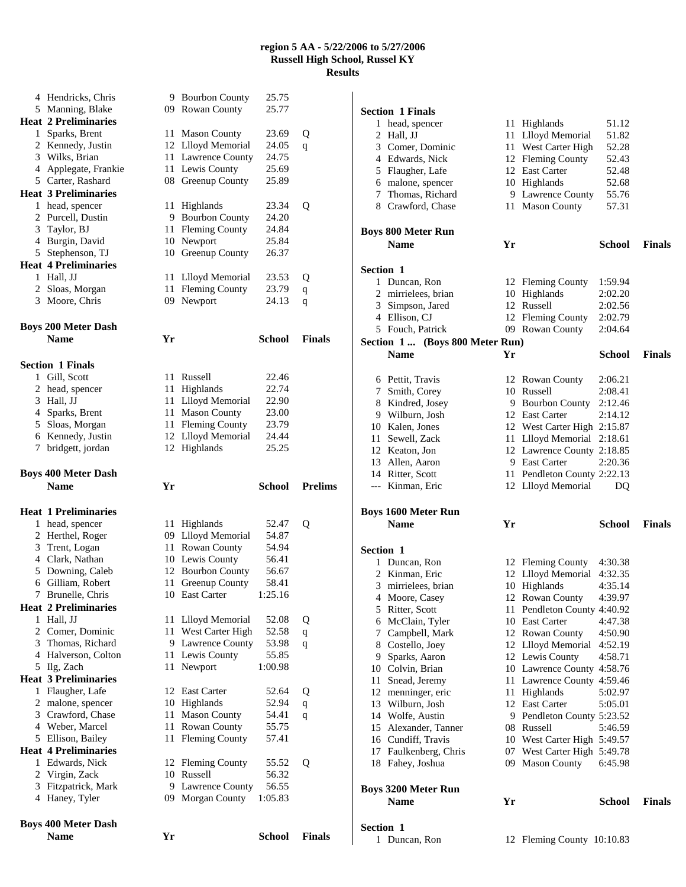# region 5 AA - 5/22/2006 to 5/27/2006
## Russell High School, Russel KY
## Results

| | Name | Yr | School | Prelims | |
|---|---|---|---|---|---|
| 4 | Hendricks, Chris | 9 | Bourbon County | 25.75 | |
| 5 | Manning, Blake | 09 | Rowan County | 25.77 | |
| **Heat 2 Preliminaries** | | | | | |
| 1 | Sparks, Brent | 11 | Mason County | 23.69 | Q |
| 2 | Kennedy, Justin | 12 | Llloyd Memorial | 24.05 | q |
| 3 | Wilks, Brian | 11 | Lawrence County | 24.75 | |
| 4 | Applegate, Frankie | 11 | Lewis County | 25.69 | |
| 5 | Carter, Rashard | 08 | Greenup County | 25.89 | |
| **Heat 3 Preliminaries** | | | | | |
| 1 | head, spencer | 11 | Highlands | 23.34 | Q |
| 2 | Purcell, Dustin | 9 | Bourbon County | 24.20 | |
| 3 | Taylor, BJ | 11 | Fleming County | 24.84 | |
| 4 | Burgin, David | 10 | Newport | 25.84 | |
| 5 | Stephenson, TJ | 10 | Greenup County | 26.37 | |
| **Heat 4 Preliminaries** | | | | | |
| 1 | Hall, JJ | 11 | Llloyd Memorial | 23.53 | Q |
| 2 | Sloas, Morgan | 11 | Fleming County | 23.79 | q |
| 3 | Moore, Chris | 09 | Newport | 24.13 | q |

### Boys 200 Meter Dash

| | Name | Yr | School | Finals |
|---|---|---|---|---|
| **Section 1 Finals** | | | | |
| 1 | Gill, Scott | 11 | Russell | 22.46 |
| 2 | head, spencer | 11 | Highlands | 22.74 |
| 3 | Hall, JJ | 11 | Llloyd Memorial | 22.90 |
| 4 | Sparks, Brent | 11 | Mason County | 23.00 |
| 5 | Sloas, Morgan | 11 | Fleming County | 23.79 |
| 6 | Kennedy, Justin | 12 | Llloyd Memorial | 24.44 |
| 7 | bridgett, jordan | 12 | Highlands | 25.25 |

### Boys 400 Meter Dash

| | Name | Yr | School | Prelims | |
|---|---|---|---|---|---|
| **Heat 1 Preliminaries** | | | | | |
| 1 | head, spencer | 11 | Highlands | 52.47 | Q |
| 2 | Herthel, Roger | 09 | Llloyd Memorial | 54.87 | |
| 3 | Trent, Logan | 11 | Rowan County | 54.94 | |
| 4 | Clark, Nathan | 10 | Lewis County | 56.41 | |
| 5 | Downing, Caleb | 12 | Bourbon County | 56.67 | |
| 6 | Gilliam, Robert | 11 | Greenup County | 58.41 | |
| 7 | Brunelle, Chris | 10 | East Carter | 1:25.16 | |
| **Heat 2 Preliminaries** | | | | | |
| 1 | Hall, JJ | 11 | Llloyd Memorial | 52.08 | Q |
| 2 | Comer, Dominic | 11 | West Carter High | 52.58 | q |
| 3 | Thomas, Richard | 9 | Lawrence County | 53.98 | q |
| 4 | Halverson, Colton | 11 | Lewis County | 55.85 | |
| 5 | Ilg, Zach | 11 | Newport | 1:00.98 | |
| **Heat 3 Preliminaries** | | | | | |
| 1 | Flaugher, Lafe | 12 | East Carter | 52.64 | Q |
| 2 | malone, spencer | 10 | Highlands | 52.94 | q |
| 3 | Crawford, Chase | 11 | Mason County | 54.41 | q |
| 4 | Weber, Marcel | 11 | Rowan County | 55.75 | |
| 5 | Ellison, Bailey | 11 | Fleming County | 57.41 | |
| **Heat 4 Preliminaries** | | | | | |
| 1 | Edwards, Nick | 12 | Fleming County | 55.52 | Q |
| 2 | Virgin, Zack | 10 | Russell | 56.32 | |
| 3 | Fitzpatrick, Mark | 9 | Lawrence County | 56.55 | |
| 4 | Haney, Tyler | 09 | Morgan County | 1:05.83 | |

### Boys 400 Meter Dash

| | Name | Yr | School | Finals |
|---|---|---|---|---|
| **Section 1 Finals** | | | | |
| 1 | head, spencer | 11 | Highlands | 51.12 |
| 2 | Hall, JJ | 11 | Llloyd Memorial | 51.82 |
| 3 | Comer, Dominic | 11 | West Carter High | 52.28 |
| 4 | Edwards, Nick | 12 | Fleming County | 52.43 |
| 5 | Flaugher, Lafe | 12 | East Carter | 52.48 |
| 6 | malone, spencer | 10 | Highlands | 52.68 |
| 7 | Thomas, Richard | 9 | Lawrence County | 55.76 |
| 8 | Crawford, Chase | 11 | Mason County | 57.31 |

### Boys 800 Meter Run

| | Name | Yr | School | Finals |
|---|---|---|---|---|
| **Section 1** | | | | |
| 1 | Duncan, Ron | 12 | Fleming County | 1:59.94 |
| 2 | mirrielees, brian | 10 | Highlands | 2:02.20 |
| 3 | Simpson, Jared | 12 | Russell | 2:02.56 |
| 4 | Ellison, CJ | 12 | Fleming County | 2:02.79 |
| 5 | Fouch, Patrick | 09 | Rowan County | 2:04.64 |
| **Section 1 ... (Boys 800 Meter Run)** | | | | |
| 6 | Pettit, Travis | 12 | Rowan County | 2:06.21 |
| 7 | Smith, Corey | 10 | Russell | 2:08.41 |
| 8 | Kindred, Josey | 9 | Bourbon County | 2:12.46 |
| 9 | Wilburn, Josh | 12 | East Carter | 2:14.12 |
| 10 | Kalen, Jones | 12 | West Carter High | 2:15.87 |
| 11 | Sewell, Zack | 11 | Llloyd Memorial | 2:18.61 |
| 12 | Keaton, Jon | 12 | Lawrence County | 2:18.85 |
| 13 | Allen, Aaron | 9 | East Carter | 2:20.36 |
| 14 | Ritter, Scott | 11 | Pendleton County | 2:22.13 |
| --- | Kinman, Eric | 12 | Llloyd Memorial | DQ |

### Boys 1600 Meter Run

| | Name | Yr | School | Finals |
|---|---|---|---|---|
| **Section 1** | | | | |
| 1 | Duncan, Ron | 12 | Fleming County | 4:30.38 |
| 2 | Kinman, Eric | 12 | Llloyd Memorial | 4:32.35 |
| 3 | mirrielees, brian | 10 | Highlands | 4:35.14 |
| 4 | Moore, Casey | 12 | Rowan County | 4:39.97 |
| 5 | Ritter, Scott | 11 | Pendleton County | 4:40.92 |
| 6 | McClain, Tyler | 10 | East Carter | 4:47.38 |
| 7 | Campbell, Mark | 12 | Rowan County | 4:50.90 |
| 8 | Costello, Joey | 12 | Llloyd Memorial | 4:52.19 |
| 9 | Sparks, Aaron | 12 | Lewis County | 4:58.71 |
| 10 | Colvin, Brian | 10 | Lawrence County | 4:58.76 |
| 11 | Snead, Jeremy | 11 | Lawrence County | 4:59.46 |
| 12 | menninger, eric | 11 | Highlands | 5:02.97 |
| 13 | Wilburn, Josh | 12 | East Carter | 5:05.01 |
| 14 | Wolfe, Austin | 9 | Pendleton County | 5:23.52 |
| 15 | Alexander, Tanner | 08 | Russell | 5:46.59 |
| 16 | Cundiff, Travis | 10 | West Carter High | 5:49.57 |
| 17 | Faulkenberg, Chris | 07 | West Carter High | 5:49.78 |
| 18 | Fahey, Joshua | 09 | Mason County | 6:45.98 |

### Boys 3200 Meter Run

| | Name | Yr | School | Finals |
|---|---|---|---|---|
| **Section 1** | | | | |
| 1 | Duncan, Ron | 12 | Fleming County | 10:10.83 |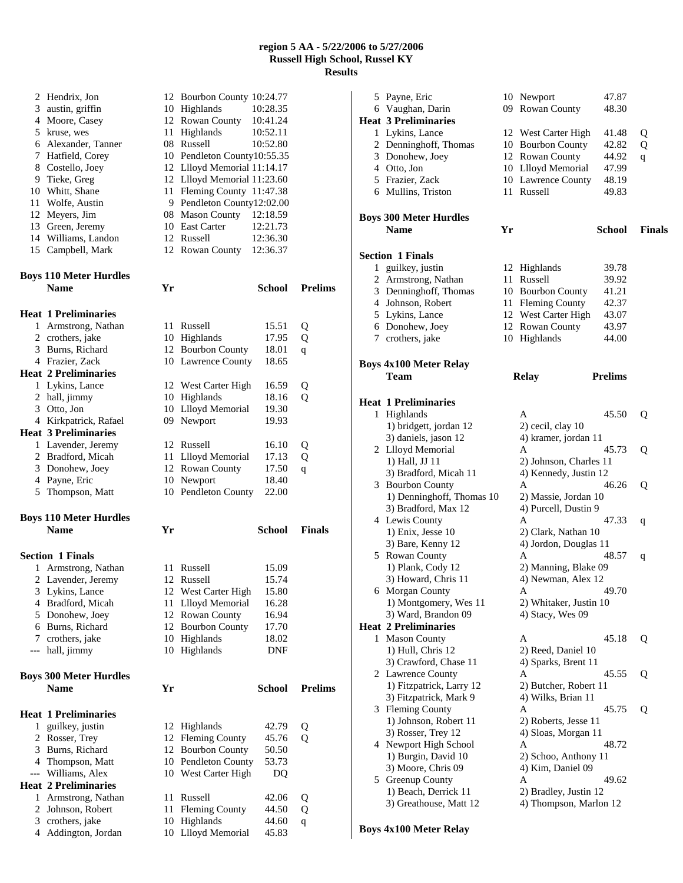**region 5 AA - 5/22/2006 to 5/27/2006**
**Russell High School, Russel KY**
**Results**

| | Name | Yr | School | Time |
|---|---|---|---|---|
| 2 | Hendrix, Jon | 12 | Bourbon County | 10:24.77 |
| 3 | austin, griffin | 10 | Highlands | 10:28.35 |
| 4 | Moore, Casey | 12 | Rowan County | 10:41.24 |
| 5 | kruse, wes | 11 | Highlands | 10:52.11 |
| 6 | Alexander, Tanner | 08 | Russell | 10:52.80 |
| 7 | Hatfield, Corey | 10 | Pendleton County | 10:55.35 |
| 8 | Costello, Joey | 12 | Llloyd Memorial | 11:14.17 |
| 9 | Tieke, Greg | 12 | Llloyd Memorial | 11:23.60 |
| 10 | Whitt, Shane | 11 | Fleming County | 11:47.38 |
| 11 | Wolfe, Austin | 9 | Pendleton County | 12:02.00 |
| 12 | Meyers, Jim | 08 | Mason County | 12:18.59 |
| 13 | Green, Jeremy | 10 | East Carter | 12:21.73 |
| 14 | Williams, Landon | 12 | Russell | 12:36.30 |
| 15 | Campbell, Mark | 12 | Rowan County | 12:36.37 |

## Boys 110 Meter Hurdles

| | Name | Yr | School | Prelims | |
|---|---|---|---|---|---|
| **Heat 1 Preliminaries** | | | | | |
| 1 | Armstrong, Nathan | 11 | Russell | 15.51 | Q |
| 2 | crothers, jake | 10 | Highlands | 17.95 | Q |
| 3 | Burns, Richard | 12 | Bourbon County | 18.01 | q |
| 4 | Frazier, Zack | 10 | Lawrence County | 18.65 | |
| **Heat 2 Preliminaries** | | | | | |
| 1 | Lykins, Lance | 12 | West Carter High | 16.59 | Q |
| 2 | hall, jimmy | 10 | Highlands | 18.16 | Q |
| 3 | Otto, Jon | 10 | Llloyd Memorial | 19.30 | |
| 4 | Kirkpatrick, Rafael | 09 | Newport | 19.93 | |
| **Heat 3 Preliminaries** | | | | | |
| 1 | Lavender, Jeremy | 12 | Russell | 16.10 | Q |
| 2 | Bradford, Micah | 11 | Llloyd Memorial | 17.13 | Q |
| 3 | Donohew, Joey | 12 | Rowan County | 17.50 | q |
| 4 | Payne, Eric | 10 | Newport | 18.40 | |
| 5 | Thompson, Matt | 10 | Pendleton County | 22.00 | |

## Boys 110 Meter Hurdles

| | Name | Yr | School | Finals |
|---|---|---|---|---|
| **Section 1 Finals** | | | | |
| 1 | Armstrong, Nathan | 11 | Russell | 15.09 |
| 2 | Lavender, Jeremy | 12 | Russell | 15.74 |
| 3 | Lykins, Lance | 12 | West Carter High | 15.80 |
| 4 | Bradford, Micah | 11 | Llloyd Memorial | 16.28 |
| 5 | Donohew, Joey | 12 | Rowan County | 16.94 |
| 6 | Burns, Richard | 12 | Bourbon County | 17.70 |
| 7 | crothers, jake | 10 | Highlands | 18.02 |
| --- | hall, jimmy | 10 | Highlands | DNF |

## Boys 300 Meter Hurdles

| | Name | Yr | School | Prelims | |
|---|---|---|---|---|---|
| **Heat 1 Preliminaries** | | | | | |
| 1 | guilkey, justin | 12 | Highlands | 42.79 | Q |
| 2 | Rosser, Trey | 12 | Fleming County | 45.76 | Q |
| 3 | Burns, Richard | 12 | Bourbon County | 50.50 | |
| 4 | Thompson, Matt | 10 | Pendleton County | 53.73 | |
| --- | Williams, Alex | 10 | West Carter High | DQ | |
| **Heat 2 Preliminaries** | | | | | |
| 1 | Armstrong, Nathan | 11 | Russell | 42.06 | Q |
| 2 | Johnson, Robert | 11 | Fleming County | 44.50 | Q |
| 3 | crothers, jake | 10 | Highlands | 44.60 | q |
| 4 | Addington, Jordan | 10 | Llloyd Memorial | 45.83 | |
| 5 | Payne, Eric | 10 | Newport | 47.87 | |
| 6 | Vaughan, Darin | 09 | Rowan County | 48.30 | |
| **Heat 3 Preliminaries** | | | | | |
| 1 | Lykins, Lance | 12 | West Carter High | 41.48 | Q |
| 2 | Denninghoff, Thomas | 10 | Bourbon County | 42.82 | Q |
| 3 | Donohew, Joey | 12 | Rowan County | 44.92 | q |
| 4 | Otto, Jon | 10 | Llloyd Memorial | 47.99 | |
| 5 | Frazier, Zack | 10 | Lawrence County | 48.19 | |
| 6 | Mullins, Triston | 11 | Russell | 49.83 | |

## Boys 300 Meter Hurdles

| | Name | Yr | School | Finals |
|---|---|---|---|---|
| **Section 1 Finals** | | | | |
| 1 | guilkey, justin | 12 | Highlands | 39.78 |
| 2 | Armstrong, Nathan | 11 | Russell | 39.92 |
| 3 | Denninghoff, Thomas | 10 | Bourbon County | 41.21 |
| 4 | Johnson, Robert | 11 | Fleming County | 42.37 |
| 5 | Lykins, Lance | 12 | West Carter High | 43.07 |
| 6 | Donohew, Joey | 12 | Rowan County | 43.97 |
| 7 | crothers, jake | 10 | Highlands | 44.00 |

## Boys 4x100 Meter Relay

| | Team | Relay | Prelims | |
|---|---|---|---|---|
| **Heat 1 Preliminaries** | | | | |
| 1 | Highlands | A | 45.50 | Q |
| | 1) bridgett, jordan 12 | 2) cecil, clay 10 | | |
| | 3) daniels, jason 12 | 4) kramer, jordan 11 | | |
| 2 | Llloyd Memorial | A | 45.73 | Q |
| | 1) Hall, JJ 11 | 2) Johnson, Charles 11 | | |
| | 3) Bradford, Micah 11 | 4) Kennedy, Justin 12 | | |
| 3 | Bourbon County | A | 46.26 | Q |
| | 1) Denninghoff, Thomas 10 | 2) Massie, Jordan 10 | | |
| | 3) Bradford, Max 12 | 4) Purcell, Dustin 9 | | |
| 4 | Lewis County | A | 47.33 | q |
| | 1) Enix, Jesse 10 | 2) Clark, Nathan 10 | | |
| | 3) Bare, Kenny 12 | 4) Jordon, Douglas 11 | | |
| 5 | Rowan County | A | 48.57 | q |
| | 1) Plank, Cody 12 | 2) Manning, Blake 09 | | |
| | 3) Howard, Chris 11 | 4) Newman, Alex 12 | | |
| 6 | Morgan County | A | 49.70 | |
| | 1) Montgomery, Wes 11 | 2) Whitaker, Justin 10 | | |
| | 3) Ward, Brandon 09 | 4) Stacy, Wes 09 | | |
| **Heat 2 Preliminaries** | | | | |
| 1 | Mason County | A | 45.18 | Q |
| | 1) Hull, Chris 12 | 2) Reed, Daniel 10 | | |
| | 3) Crawford, Chase 11 | 4) Sparks, Brent 11 | | |
| 2 | Lawrence County | A | 45.55 | Q |
| | 1) Fitzpatrick, Larry 12 | 2) Butcher, Robert 11 | | |
| | 3) Fitzpatrick, Mark 9 | 4) Wilks, Brian 11 | | |
| 3 | Fleming County | A | 45.75 | Q |
| | 1) Johnson, Robert 11 | 2) Roberts, Jesse 11 | | |
| | 3) Rosser, Trey 12 | 4) Sloas, Morgan 11 | | |
| 4 | Newport High School | A | 48.72 | |
| | 1) Burgin, David 10 | 2) Schoo, Anthony 11 | | |
| | 3) Moore, Chris 09 | 4) Kim, Daniel 09 | | |
| 5 | Greenup County | A | 49.62 | |
| | 1) Beach, Derrick 11 | 2) Bradley, Justin 12 | | |
| | 3) Greathouse, Matt 12 | 4) Thompson, Marlon 12 | | |

## Boys 4x100 Meter Relay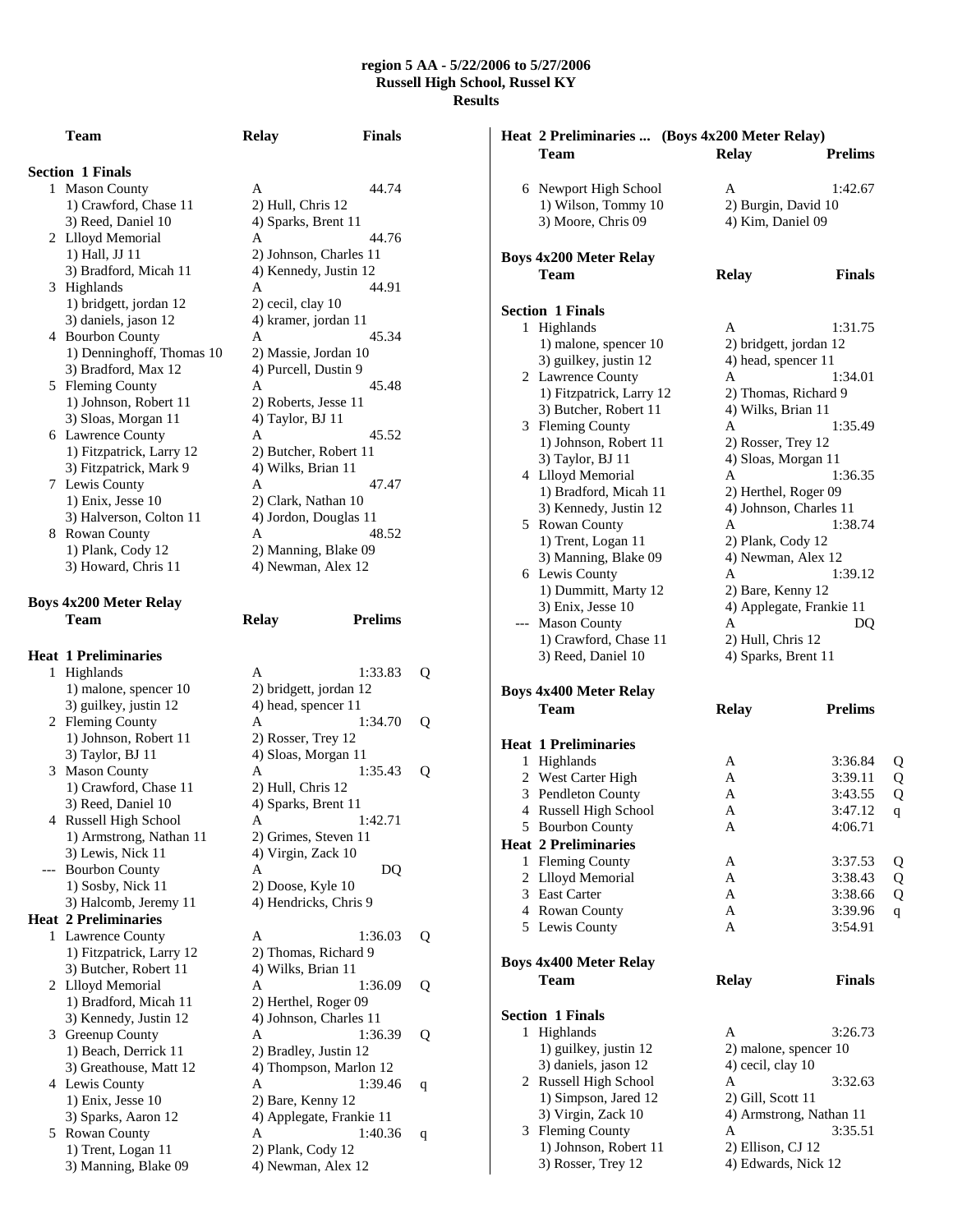**region 5 AA - 5/22/2006 to 5/27/2006**
**Russell High School, Russel KY**
**Results**

| | Team | Relay | Finals | |
|---|---|---|---|---|
| **Section 1 Finals** | | | | |
| 1 | Mason County | A | 44.74 | |
| | 1) Crawford, Chase 11 | 2) Hull, Chris 12 | | |
| | 3) Reed, Daniel 10 | 4) Sparks, Brent 11 | | |
| 2 | Llloyd Memorial | A | 44.76 | |
| | 1) Hall, JJ 11 | 2) Johnson, Charles 11 | | |
| | 3) Bradford, Micah 11 | 4) Kennedy, Justin 12 | | |
| 3 | Highlands | A | 44.91 | |
| | 1) bridgett, jordan 12 | 2) cecil, clay 10 | | |
| | 3) daniels, jason 12 | 4) kramer, jordan 11 | | |
| 4 | Bourbon County | A | 45.34 | |
| | 1) Denninghoff, Thomas 10 | 2) Massie, Jordan 10 | | |
| | 3) Bradford, Max 12 | 4) Purcell, Dustin 9 | | |
| 5 | Fleming County | A | 45.48 | |
| | 1) Johnson, Robert 11 | 2) Roberts, Jesse 11 | | |
| | 3) Sloas, Morgan 11 | 4) Taylor, BJ 11 | | |
| 6 | Lawrence County | A | 45.52 | |
| | 1) Fitzpatrick, Larry 12 | 2) Butcher, Robert 11 | | |
| | 3) Fitzpatrick, Mark 9 | 4) Wilks, Brian 11 | | |
| 7 | Lewis County | A | 47.47 | |
| | 1) Enix, Jesse 10 | 2) Clark, Nathan 10 | | |
| | 3) Halverson, Colton 11 | 4) Jordon, Douglas 11 | | |
| 8 | Rowan County | A | 48.52 | |
| | 1) Plank, Cody 12 | 2) Manning, Blake 09 | | |
| | 3) Howard, Chris 11 | 4) Newman, Alex 12 | | |

**Boys 4x200 Meter Relay**

| | Team | Relay | Prelims | |
|---|---|---|---|---|
| **Heat 1 Preliminaries** | | | | |
| 1 | Highlands | A | 1:33.83 | Q |
| | 1) malone, spencer 10 | 2) bridgett, jordan 12 | | |
| | 3) guilkey, justin 12 | 4) head, spencer 11 | | |
| 2 | Fleming County | A | 1:34.70 | Q |
| | 1) Johnson, Robert 11 | 2) Rosser, Trey 12 | | |
| | 3) Taylor, BJ 11 | 4) Sloas, Morgan 11 | | |
| 3 | Mason County | A | 1:35.43 | Q |
| | 1) Crawford, Chase 11 | 2) Hull, Chris 12 | | |
| | 3) Reed, Daniel 10 | 4) Sparks, Brent 11 | | |
| 4 | Russell High School | A | 1:42.71 | |
| | 1) Armstrong, Nathan 11 | 2) Grimes, Steven 11 | | |
| | 3) Lewis, Nick 11 | 4) Virgin, Zack 10 | | |
| --- | Bourbon County | A | DQ | |
| | 1) Sosby, Nick 11 | 2) Doose, Kyle 10 | | |
| | 3) Halcomb, Jeremy 11 | 4) Hendricks, Chris 9 | | |
| **Heat 2 Preliminaries** | | | | |
| 1 | Lawrence County | A | 1:36.03 | Q |
| | 1) Fitzpatrick, Larry 12 | 2) Thomas, Richard 9 | | |
| | 3) Butcher, Robert 11 | 4) Wilks, Brian 11 | | |
| 2 | Llloyd Memorial | A | 1:36.09 | Q |
| | 1) Bradford, Micah 11 | 2) Herthel, Roger 09 | | |
| | 3) Kennedy, Justin 12 | 4) Johnson, Charles 11 | | |
| 3 | Greenup County | A | 1:36.39 | Q |
| | 1) Beach, Derrick 11 | 2) Bradley, Justin 12 | | |
| | 3) Greathouse, Matt 12 | 4) Thompson, Marlon 12 | | |
| 4 | Lewis County | A | 1:39.46 | q |
| | 1) Enix, Jesse 10 | 2) Bare, Kenny 12 | | |
| | 3) Sparks, Aaron 12 | 4) Applegate, Frankie 11 | | |
| 5 | Rowan County | A | 1:40.36 | q |
| | 1) Trent, Logan 11 | 2) Plank, Cody 12 | | |
| | 3) Manning, Blake 09 | 4) Newman, Alex 12 | | |
| 6 | Newport High School | A | 1:42.67 | |
| | 1) Wilson, Tommy 10 | 2) Burgin, David 10 | | |
| | 3) Moore, Chris 09 | 4) Kim, Daniel 09 | | |

**Boys 4x200 Meter Relay**

| | Team | Relay | Finals |
|---|---|---|---|
| **Section 1 Finals** | | | |
| 1 | Highlands | A | 1:31.75 |
| | 1) malone, spencer 10 | 2) bridgett, jordan 12 | |
| | 3) guilkey, justin 12 | 4) head, spencer 11 | |
| 2 | Lawrence County | A | 1:34.01 |
| | 1) Fitzpatrick, Larry 12 | 2) Thomas, Richard 9 | |
| | 3) Butcher, Robert 11 | 4) Wilks, Brian 11 | |
| 3 | Fleming County | A | 1:35.49 |
| | 1) Johnson, Robert 11 | 2) Rosser, Trey 12 | |
| | 3) Taylor, BJ 11 | 4) Sloas, Morgan 11 | |
| 4 | Llloyd Memorial | A | 1:36.35 |
| | 1) Bradford, Micah 11 | 2) Herthel, Roger 09 | |
| | 3) Kennedy, Justin 12 | 4) Johnson, Charles 11 | |
| 5 | Rowan County | A | 1:38.74 |
| | 1) Trent, Logan 11 | 2) Plank, Cody 12 | |
| | 3) Manning, Blake 09 | 4) Newman, Alex 12 | |
| 6 | Lewis County | A | 1:39.12 |
| | 1) Dummitt, Marty 12 | 2) Bare, Kenny 12 | |
| | 3) Enix, Jesse 10 | 4) Applegate, Frankie 11 | |
| --- | Mason County | A | DQ |
| | 1) Crawford, Chase 11 | 2) Hull, Chris 12 | |
| | 3) Reed, Daniel 10 | 4) Sparks, Brent 11 | |

**Boys 4x400 Meter Relay**

| | Team | Relay | Prelims | |
|---|---|---|---|---|
| **Heat 1 Preliminaries** | | | | |
| 1 | Highlands | A | 3:36.84 | Q |
| 2 | West Carter High | A | 3:39.11 | Q |
| 3 | Pendleton County | A | 3:43.55 | Q |
| 4 | Russell High School | A | 3:47.12 | q |
| 5 | Bourbon County | A | 4:06.71 | |
| **Heat 2 Preliminaries** | | | | |
| 1 | Fleming County | A | 3:37.53 | Q |
| 2 | Llloyd Memorial | A | 3:38.43 | Q |
| 3 | East Carter | A | 3:38.66 | Q |
| 4 | Rowan County | A | 3:39.96 | q |
| 5 | Lewis County | A | 3:54.91 | |

**Boys 4x400 Meter Relay**

| | Team | Relay | Finals |
|---|---|---|---|
| **Section 1 Finals** | | | |
| 1 | Highlands | A | 3:26.73 |
| | 1) guilkey, justin 12 | 2) malone, spencer 10 | |
| | 3) daniels, jason 12 | 4) cecil, clay 10 | |
| 2 | Russell High School | A | 3:32.63 |
| | 1) Simpson, Jared 12 | 2) Gill, Scott 11 | |
| | 3) Virgin, Zack 10 | 4) Armstrong, Nathan 11 | |
| 3 | Fleming County | A | 3:35.51 |
| | 1) Johnson, Robert 11 | 2) Ellison, CJ 12 | |
| | 3) Rosser, Trey 12 | 4) Edwards, Nick 12 | |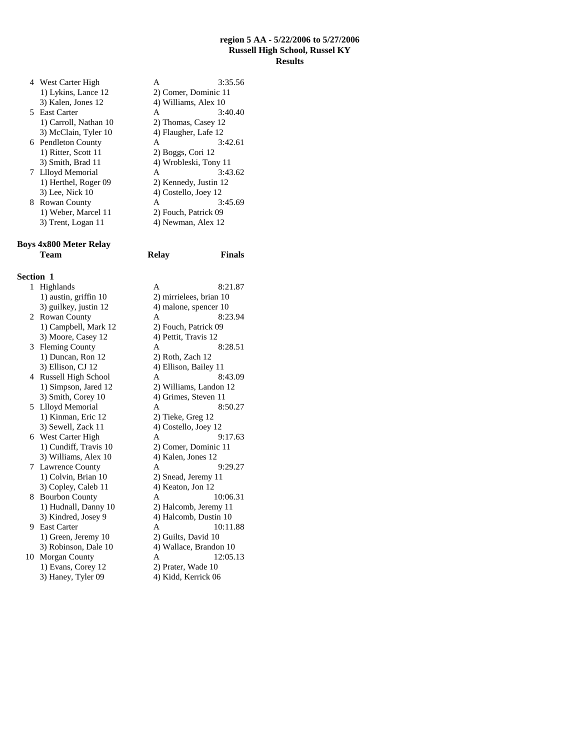**region 5 AA - 5/22/2006 to 5/27/2006**
**Russell High School, Russel KY**
**Results**

| | | | |
|---|---|---|---|
| 4 | West Carter High | A | 3:35.56 |
| | 1) Lykins, Lance 12 | 2) Comer, Dominic 11 | |
| | 3) Kalen, Jones 12 | 4) Williams, Alex 10 | |
| 5 | East Carter | A | 3:40.40 |
| | 1) Carroll, Nathan 10 | 2) Thomas, Casey 12 | |
| | 3) McClain, Tyler 10 | 4) Flaugher, Lafe 12 | |
| 6 | Pendleton County | A | 3:42.61 |
| | 1) Ritter, Scott 11 | 2) Boggs, Cori 12 | |
| | 3) Smith, Brad 11 | 4) Wrobleski, Tony 11 | |
| 7 | Llloyd Memorial | A | 3:43.62 |
| | 1) Herthel, Roger 09 | 2) Kennedy, Justin 12 | |
| | 3) Lee, Nick 10 | 4) Costello, Joey 12 | |
| 8 | Rowan County | A | 3:45.69 |
| | 1) Weber, Marcel 11 | 2) Fouch, Patrick 09 | |
| | 3) Trent, Logan 11 | 4) Newman, Alex 12 | |

**Boys 4x800 Meter Relay**

**Section 1**

| | Team | Relay | Finals |
|---|---|---|---|
| 1 | Highlands | A | 8:21.87 |
| | 1) austin, griffin 10 | 2) mirrielees, brian 10 | |
| | 3) guilkey, justin 12 | 4) malone, spencer 10 | |
| 2 | Rowan County | A | 8:23.94 |
| | 1) Campbell, Mark 12 | 2) Fouch, Patrick 09 | |
| | 3) Moore, Casey 12 | 4) Pettit, Travis 12 | |
| 3 | Fleming County | A | 8:28.51 |
| | 1) Duncan, Ron 12 | 2) Roth, Zach 12 | |
| | 3) Ellison, CJ 12 | 4) Ellison, Bailey 11 | |
| 4 | Russell High School | A | 8:43.09 |
| | 1) Simpson, Jared 12 | 2) Williams, Landon 12 | |
| | 3) Smith, Corey 10 | 4) Grimes, Steven 11 | |
| 5 | Llloyd Memorial | A | 8:50.27 |
| | 1) Kinman, Eric 12 | 2) Tieke, Greg 12 | |
| | 3) Sewell, Zack 11 | 4) Costello, Joey 12 | |
| 6 | West Carter High | A | 9:17.63 |
| | 1) Cundiff, Travis 10 | 2) Comer, Dominic 11 | |
| | 3) Williams, Alex 10 | 4) Kalen, Jones 12 | |
| 7 | Lawrence County | A | 9:29.27 |
| | 1) Colvin, Brian 10 | 2) Snead, Jeremy 11 | |
| | 3) Copley, Caleb 11 | 4) Keaton, Jon 12 | |
| 8 | Bourbon County | A | 10:06.31 |
| | 1) Hudnall, Danny 10 | 2) Halcomb, Jeremy 11 | |
| | 3) Kindred, Josey 9 | 4) Halcomb, Dustin 10 | |
| 9 | East Carter | A | 10:11.88 |
| | 1) Green, Jeremy 10 | 2) Guilts, David 10 | |
| | 3) Robinson, Dale 10 | 4) Wallace, Brandon 10 | |
| 10 | Morgan County | A | 12:05.13 |
| | 1) Evans, Corey 12 | 2) Prater, Wade 10 | |
| | 3) Haney, Tyler 09 | 4) Kidd, Kerrick 06 | |